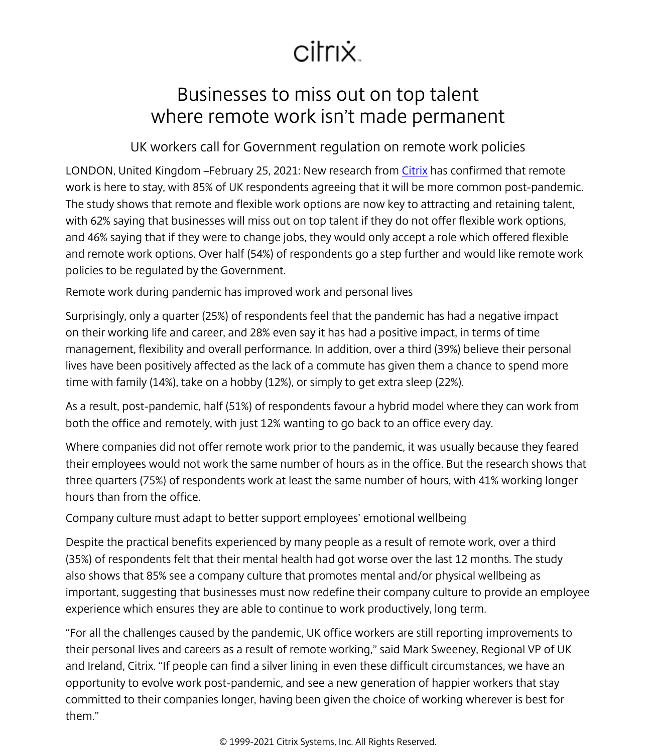citrix

# Businesses to miss out on top talent where remote work isn't made permanent

## UK workers call for Government regulation on remote work policies

LONDON, United Kingdom –February 25, 2021: New research from [Citrix] has confirmed that remote work is here to stay, with 85% of UK respondents agreeing that it will be more common post-pandemic. The study shows that remote and flexible work options are now key to attracting and retaining talent, with 62% saying that businesses will miss out on top talent if they do not offer flexible work options, and 46% saying that if they were to change jobs, they would only accept a role which offered flexible and remote work options. Over half (54%) of respondents go a step further and would like remote work policies to be regulated by the Government.

### Remote work during pandemic has improved work and personal lives

Surprisingly, only a quarter (25%) of respondents feel that the pandemic has had a negative impact on their working life and career, and 28% even say it has had a positive impact, in terms of time management, flexibility and overall performance. In addition, over a third (39%) believe their personal lives have been positively affected as the lack of a commute has given them a chance to spend more time with family (14%), take on a hobby (12%), or simply to get extra sleep (22%).

As a result, post-pandemic, half (51%) of respondents favour a hybrid model where they can work from both the office and remotely, with just 12% wanting to go back to an office every day.

Where companies did not offer remote work prior to the pandemic, it was usually because they feared their employees would not work the same number of hours as in the office. But the research shows that three quarters (75%) of respondents work at least the same number of hours, with 41% working longer hours than from the office.

### Company culture must adapt to better support employees' emotional wellbeing

Despite the practical benefits experienced by many people as a result of remote work, over a third (35%) of respondents felt that their mental health had got worse over the last 12 months. The study also shows that 85% see a company culture that promotes mental and/or physical wellbeing as important, suggesting that businesses must now redefine their company culture to provide an employee experience which ensures they are able to continue to work productively, long term.

"For all the challenges caused by the pandemic, UK office workers are still reporting improvements to their personal lives and careers as a result of remote working," said Mark Sweeney, Regional VP of UK and Ireland, Citrix. "If people can find a silver lining in even these difficult circumstances, we have an opportunity to evolve work post-pandemic, and see a new generation of happier workers that stay committed to their companies longer, having been given the choice of working wherever is best for them."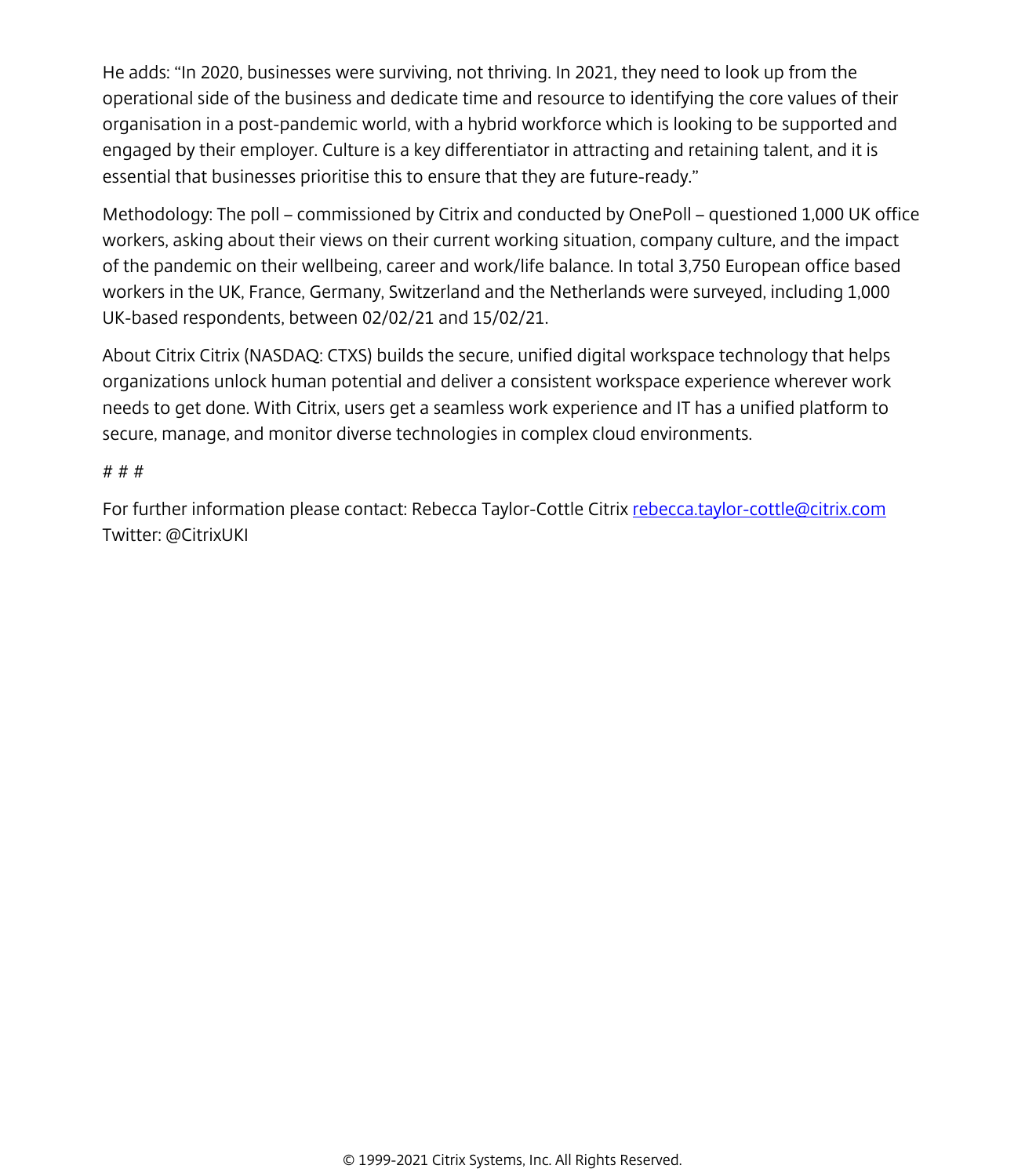He adds: "In 2020, businesses were surviving, not thriving. In 2021, they need to look up from the operational side of the business and dedicate time and resource to identifying the core values of their organisation in a post-pandemic world, with a hybrid workforce which is looking to be supported and engaged by their employer. Culture is a key differentiator in attracting and retaining talent, and it is essential that businesses prioritise this to ensure that they are future-ready."

Methodology: The poll – commissioned by Citrix and conducted by OnePoll – questioned 1,000 UK office workers, asking about their views on their current working situation, company culture, and the impact of the pandemic on their wellbeing, career and work/life balance. In total 3,750 European office based workers in the UK, France, Germany, Switzerland and the Netherlands were surveyed, including 1,000 UK-based respondents, between 02/02/21 and 15/02/21.

About Citrix Citrix (NASDAQ: CTXS) builds the secure, unified digital workspace technology that helps organizations unlock human potential and deliver a consistent workspace experience wherever work needs to get done. With Citrix, users get a seamless work experience and IT has a unified platform to secure, manage, and monitor diverse technologies in complex cloud environments.

# # #

For further information please contact: Rebecca Taylor-Cottle Citrix [rebecca.taylor-cottle@citrix.com](mailto:rebecca.taylor-cottle@citrix.com)
Twitter: @CitrixUKI

© 1999-2021 Citrix Systems, Inc. All Rights Reserved.